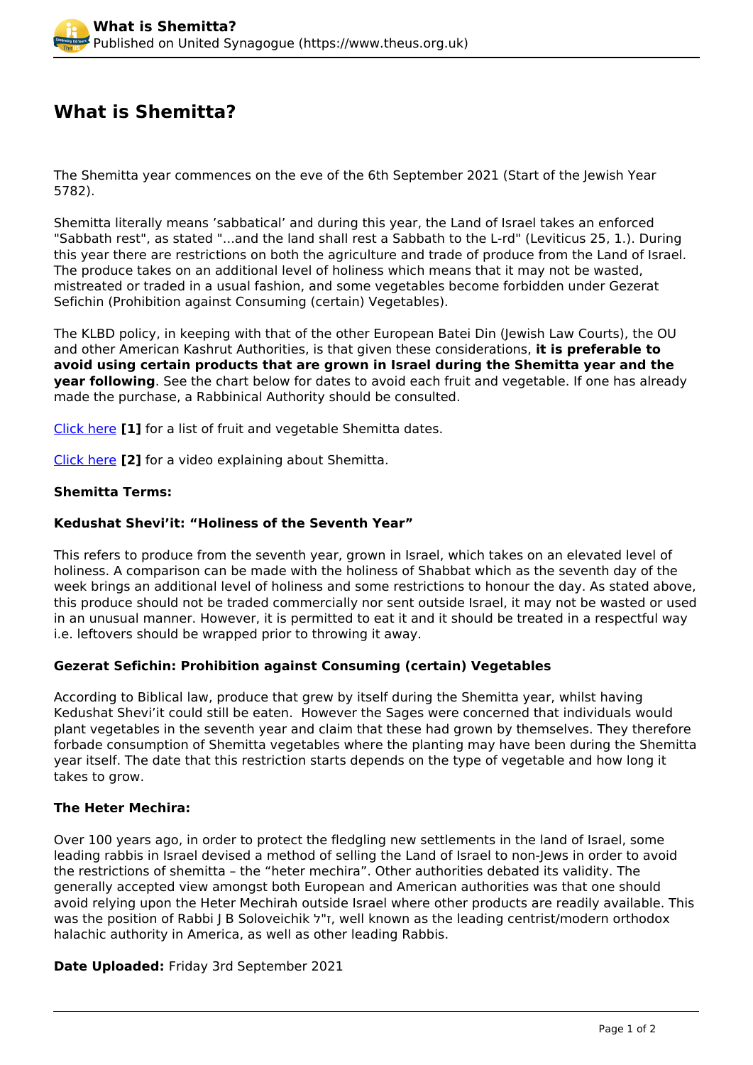# What is Shemitta?

The Shemitta year commences on the eve of the 6th September 2021 (Start of the Jewish Year 5782).

Shemitta literally means 'sabbatical' and during this year, the Land of Israel takes an enforced "Sabbath rest", as stated "...and the land shall rest a Sabbath to the L-rd" (Leviticus 25, 1.). During this year there are restrictions on both the agriculture and trade of produce from the Land of Israel. The produce takes on an additional level of holiness which means that it may not be wasted, mistreated or traded in a usual fashion, and some vegetables become forbidden under Gezerat Sefichin (Prohibition against Consuming (certain) Vegetables).

The KLBD policy, in keeping with that of the other European Batei Din (Jewish Law Courts), the OU and other American Kashrut Authorities, is that given these considerations, **it is preferable to avoid using certain products that are grown in Israel during the Shemitta year and the year following**. See the chart below for dates to avoid each fruit and vegetable. If one has already made the purchase, a Rabbinical Authority should be consulted.

Click here **[1]** for a list of fruit and vegetable Shemitta dates.

Click here **[2]** for a video explaining about Shemitta.

**Shemitta Terms:**

**Kedushat Shevi'it: "Holiness of the Seventh Year"**

This refers to produce from the seventh year, grown in Israel, which takes on an elevated level of holiness. A comparison can be made with the holiness of Shabbat which as the seventh day of the week brings an additional level of holiness and some restrictions to honour the day. As stated above, this produce should not be traded commercially nor sent outside Israel, it may not be wasted or used in an unusual manner. However, it is permitted to eat it and it should be treated in a respectful way i.e. leftovers should be wrapped prior to throwing it away.

**Gezerat Sefichin: Prohibition against Consuming (certain) Vegetables**

According to Biblical law, produce that grew by itself during the Shemitta year, whilst having Kedushat Shevi'it could still be eaten. However the Sages were concerned that individuals would plant vegetables in the seventh year and claim that these had grown by themselves. They therefore forbade consumption of Shemitta vegetables where the planting may have been during the Shemitta year itself. The date that this restriction starts depends on the type of vegetable and how long it takes to grow.

**The Heter Mechira:**

Over 100 years ago, in order to protect the fledgling new settlements in the land of Israel, some leading rabbis in Israel devised a method of selling the Land of Israel to non-Jews in order to avoid the restrictions of shemitta – the "heter mechira". Other authorities debated its validity. The generally accepted view amongst both European and American authorities was that one should avoid relying upon the Heter Mechirah outside Israel where other products are readily available. This was the position of Rabbi J B Soloveichik ז"ל, well known as the leading centrist/modern orthodox halachic authority in America, as well as other leading Rabbis.

**Date Uploaded:** Friday 3rd September 2021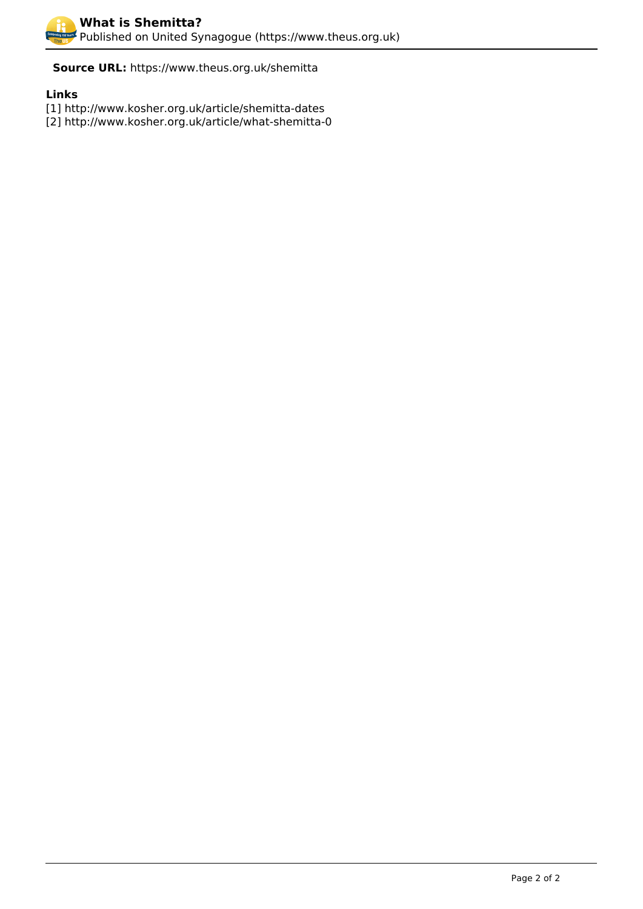**Source URL:** https://www.theus.org.uk/shemitta

**Links**

[1] http://www.kosher.org.uk/article/shemitta-dates
[2] http://www.kosher.org.uk/article/what-shemitta-0